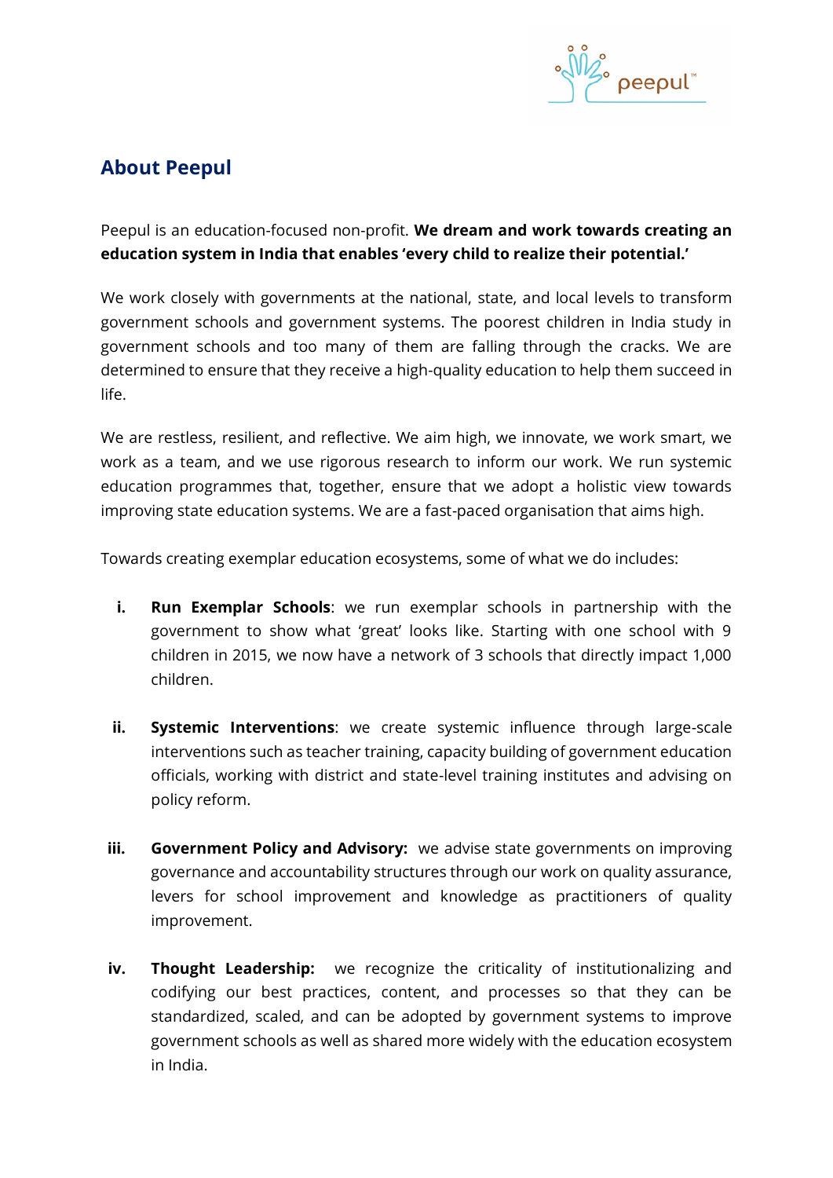## About Peepul

Peepul is an education-focused non-profit. **We dream and work towards creating an education system in India that enables 'every child to realize their potential.'**

We work closely with governments at the national, state, and local levels to transform government schools and government systems. The poorest children in India study in government schools and too many of them are falling through the cracks. We are determined to ensure that they receive a high-quality education to help them succeed in life.

We are restless, resilient, and reflective. We aim high, we innovate, we work smart, we work as a team, and we use rigorous research to inform our work. We run systemic education programmes that, together, ensure that we adopt a holistic view towards improving state education systems. We are a fast-paced organisation that aims high.

Towards creating exemplar education ecosystems, some of what we do includes:

i. **Run Exemplar Schools**: we run exemplar schools in partnership with the government to show what 'great' looks like. Starting with one school with 9 children in 2015, we now have a network of 3 schools that directly impact 1,000 children.

ii. **Systemic Interventions**: we create systemic influence through large-scale interventions such as teacher training, capacity building of government education officials, working with district and state-level training institutes and advising on policy reform.

iii. **Government Policy and Advisory:** we advise state governments on improving governance and accountability structures through our work on quality assurance, levers for school improvement and knowledge as practitioners of quality improvement.

iv. **Thought Leadership:** we recognize the criticality of institutionalizing and codifying our best practices, content, and processes so that they can be standardized, scaled, and can be adopted by government systems to improve government schools as well as shared more widely with the education ecosystem in India.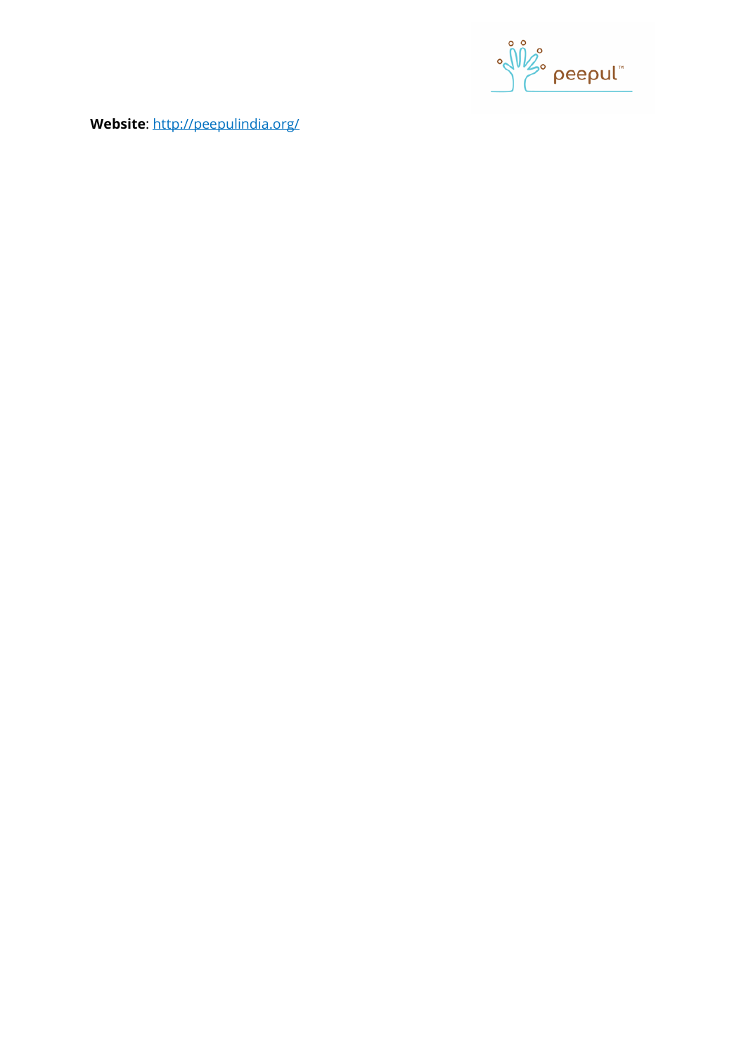**Website**: [http://peepulindia.org/](http://peepulindia.org/)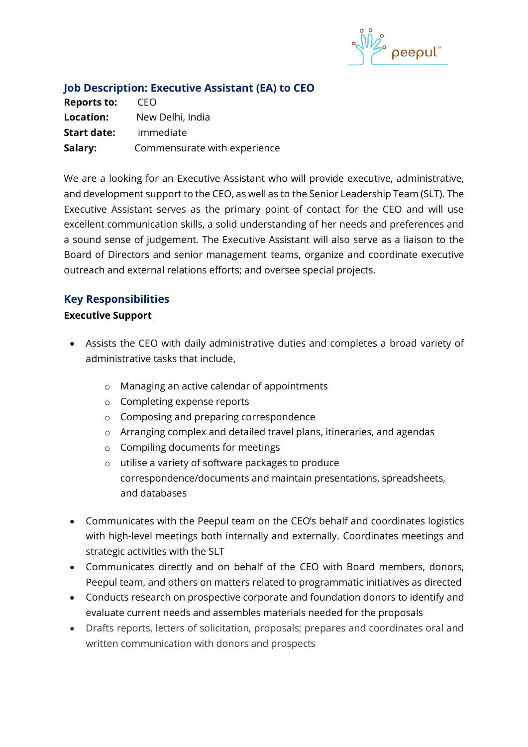## Job Description: Executive Assistant (EA) to CEO

**Reports to:** CEO
**Location:** New Delhi, India
**Start date:** immediate
**Salary:** Commensurate with experience

We are a looking for an Executive Assistant who will provide executive, administrative, and development support to the CEO, as well as to the Senior Leadership Team (SLT). The Executive Assistant serves as the primary point of contact for the CEO and will use excellent communication skills, a solid understanding of her needs and preferences and a sound sense of judgement. The Executive Assistant will also serve as a liaison to the Board of Directors and senior management teams, organize and coordinate executive outreach and external relations efforts; and oversee special projects.

## Key Responsibilities

### Executive Support

- Assists the CEO with daily administrative duties and completes a broad variety of administrative tasks that include,
  - Managing an active calendar of appointments
  - Completing expense reports
  - Composing and preparing correspondence
  - Arranging complex and detailed travel plans, itineraries, and agendas
  - Compiling documents for meetings
  - utilise a variety of software packages to produce correspondence/documents and maintain presentations, spreadsheets, and databases
- Communicates with the Peepul team on the CEO's behalf and coordinates logistics with high-level meetings both internally and externally. Coordinates meetings and strategic activities with the SLT
- Communicates directly and on behalf of the CEO with Board members, donors, Peepul team, and others on matters related to programmatic initiatives as directed
- Conducts research on prospective corporate and foundation donors to identify and evaluate current needs and assembles materials needed for the proposals
- Drafts reports, letters of solicitation, proposals; prepares and coordinates oral and written communication with donors and prospects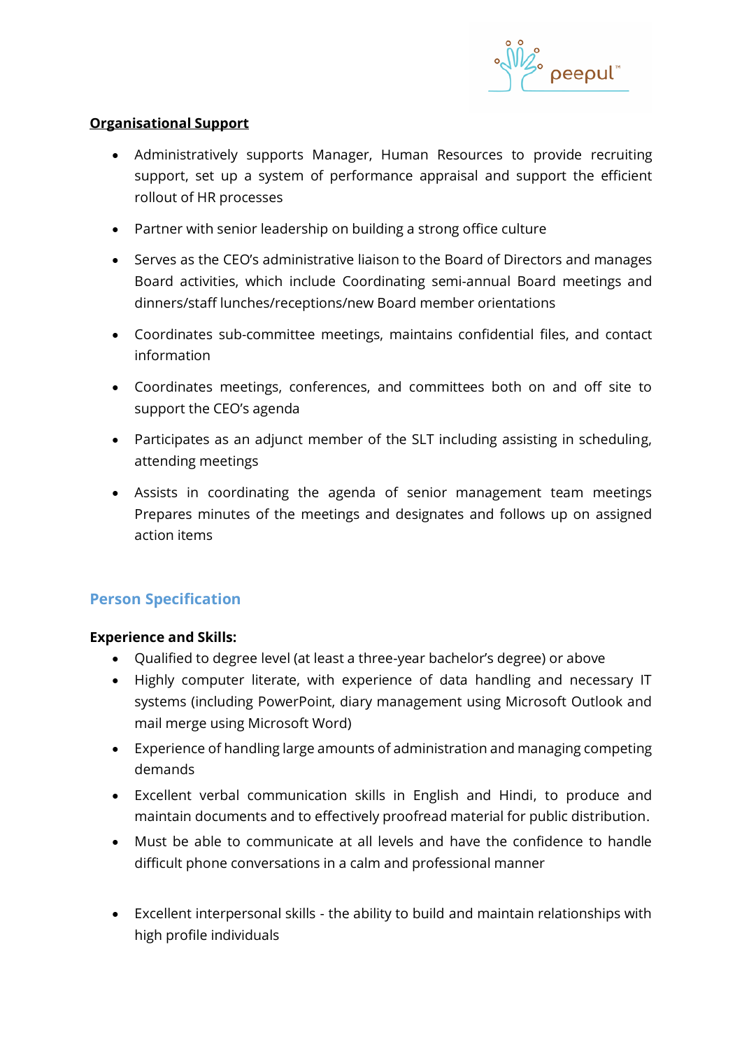**Organisational Support**

- Administratively supports Manager, Human Resources to provide recruiting support, set up a system of performance appraisal and support the efficient rollout of HR processes
- Partner with senior leadership on building a strong office culture
- Serves as the CEO's administrative liaison to the Board of Directors and manages Board activities, which include Coordinating semi-annual Board meetings and dinners/staff lunches/receptions/new Board member orientations
- Coordinates sub-committee meetings, maintains confidential files, and contact information
- Coordinates meetings, conferences, and committees both on and off site to support the CEO's agenda
- Participates as an adjunct member of the SLT including assisting in scheduling, attending meetings
- Assists in coordinating the agenda of senior management team meetings Prepares minutes of the meetings and designates and follows up on assigned action items

## Person Specification

**Experience and Skills:**

- Qualified to degree level (at least a three-year bachelor's degree) or above
- Highly computer literate, with experience of data handling and necessary IT systems (including PowerPoint, diary management using Microsoft Outlook and mail merge using Microsoft Word)
- Experience of handling large amounts of administration and managing competing demands
- Excellent verbal communication skills in English and Hindi, to produce and maintain documents and to effectively proofread material for public distribution.
- Must be able to communicate at all levels and have the confidence to handle difficult phone conversations in a calm and professional manner
- Excellent interpersonal skills - the ability to build and maintain relationships with high profile individuals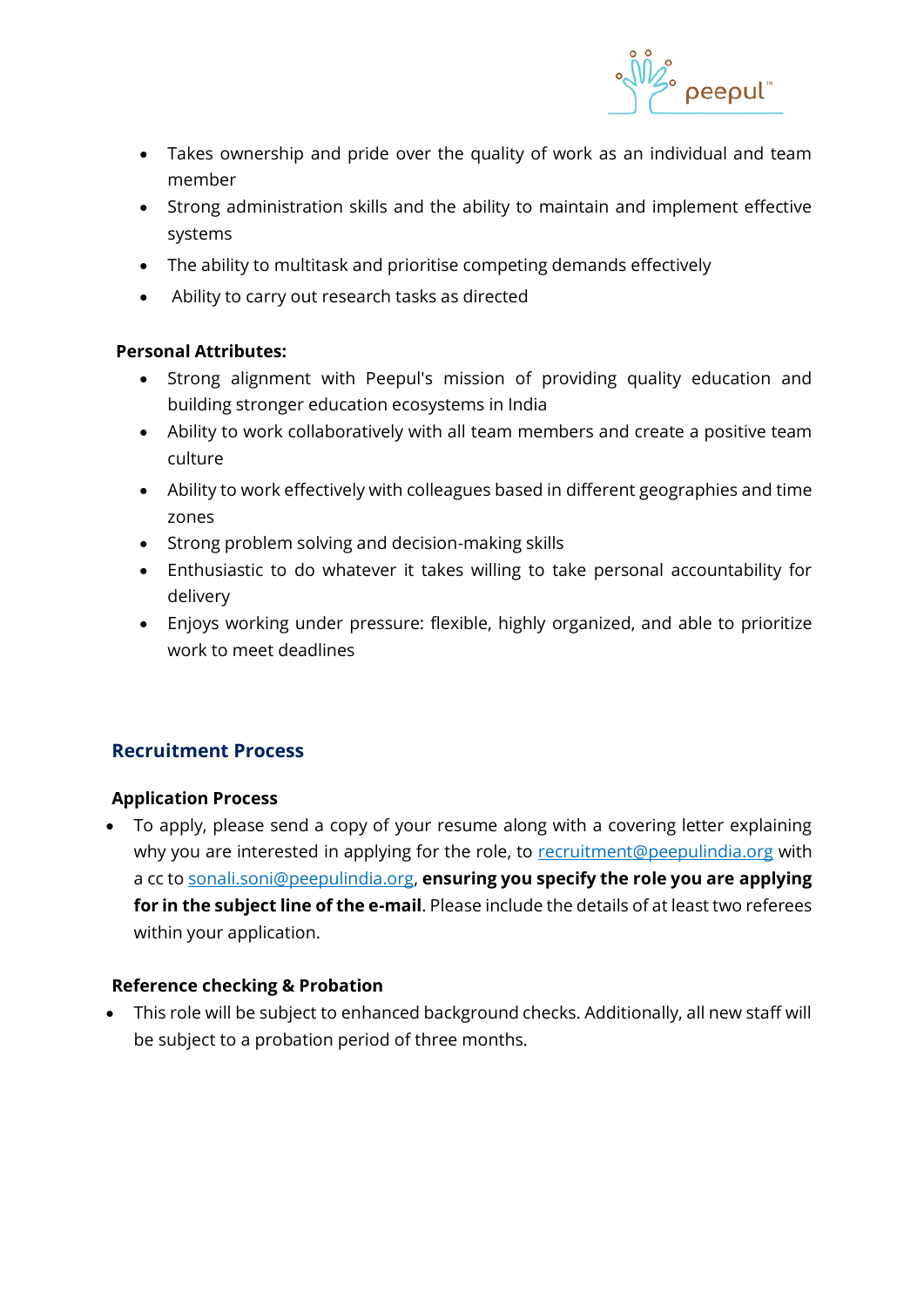- Takes ownership and pride over the quality of work as an individual and team member
- Strong administration skills and the ability to maintain and implement effective systems
- The ability to multitask and prioritise competing demands effectively
- Ability to carry out research tasks as directed

**Personal Attributes:**

- Strong alignment with Peepul's mission of providing quality education and building stronger education ecosystems in India
- Ability to work collaboratively with all team members and create a positive team culture
- Ability to work effectively with colleagues based in different geographies and time zones
- Strong problem solving and decision-making skills
- Enthusiastic to do whatever it takes willing to take personal accountability for delivery
- Enjoys working under pressure: flexible, highly organized, and able to prioritize work to meet deadlines

## Recruitment Process

### Application Process

- To apply, please send a copy of your resume along with a covering letter explaining why you are interested in applying for the role, to recruitment@peepulindia.org with a cc to sonali.soni@peepulindia.org, **ensuring you specify the role you are applying for in the subject line of the e-mail**. Please include the details of at least two referees within your application.

### Reference checking & Probation

- This role will be subject to enhanced background checks. Additionally, all new staff will be subject to a probation period of three months.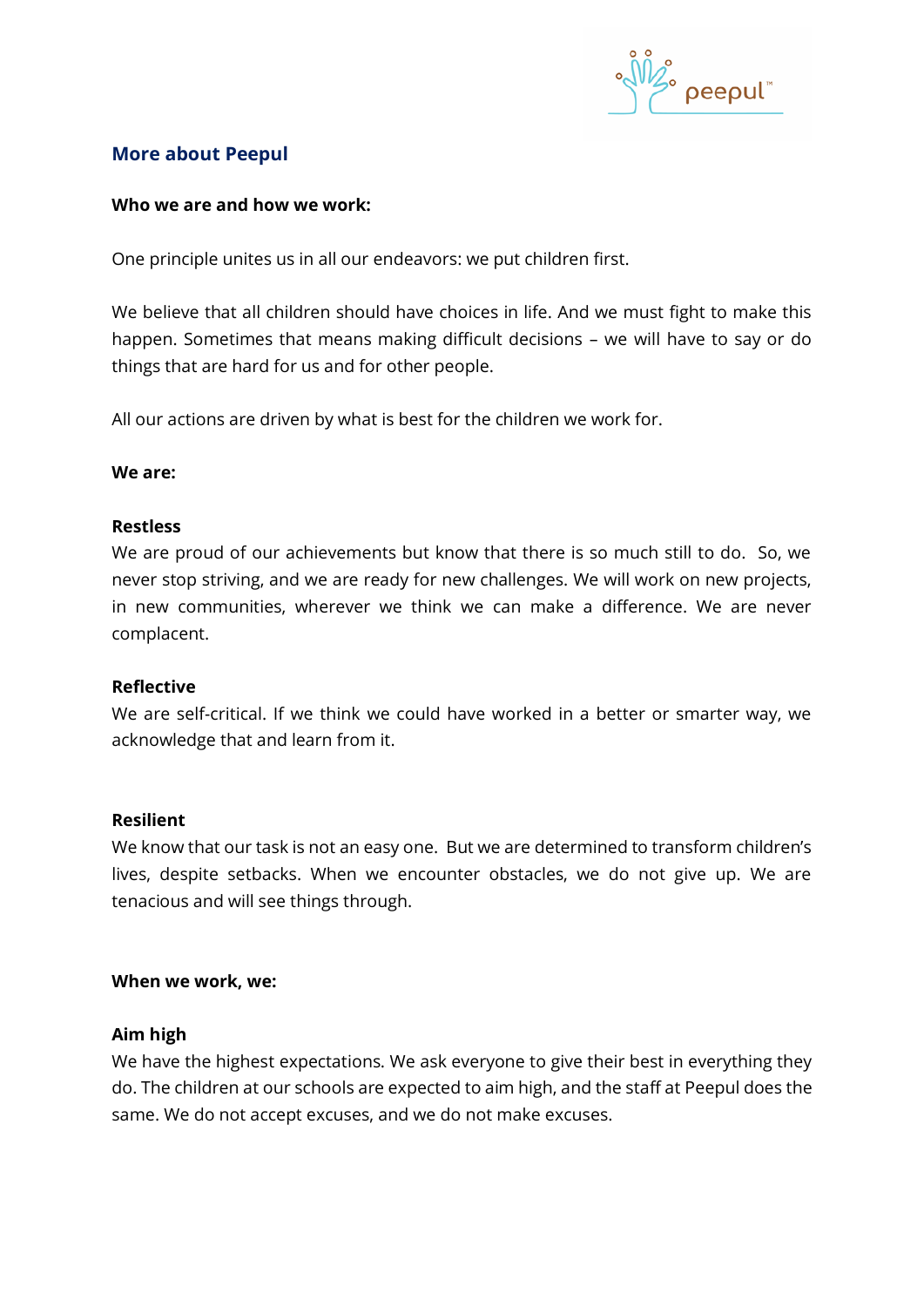## More about Peepul

**Who we are and how we work:**

One principle unites us in all our endeavors: we put children first.

We believe that all children should have choices in life. And we must fight to make this happen. Sometimes that means making difficult decisions – we will have to say or do things that are hard for us and for other people.

All our actions are driven by what is best for the children we work for.

**We are:**

**Restless**
We are proud of our achievements but know that there is so much still to do. So, we never stop striving, and we are ready for new challenges. We will work on new projects, in new communities, wherever we think we can make a difference. We are never complacent.

**Reflective**
We are self-critical. If we think we could have worked in a better or smarter way, we acknowledge that and learn from it.

**Resilient**
We know that our task is not an easy one. But we are determined to transform children's lives, despite setbacks. When we encounter obstacles, we do not give up. We are tenacious and will see things through.

**When we work, we:**

**Aim high**
We have the highest expectations. We ask everyone to give their best in everything they do. The children at our schools are expected to aim high, and the staff at Peepul does the same. We do not accept excuses, and we do not make excuses.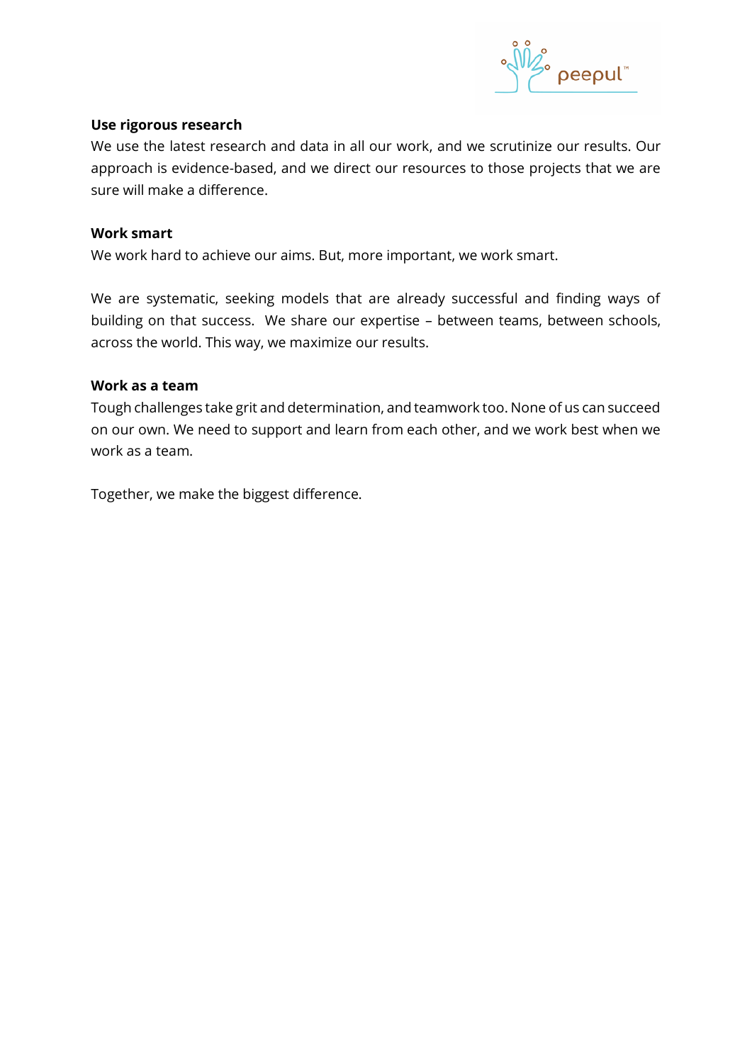**Use rigorous research**

We use the latest research and data in all our work, and we scrutinize our results. Our approach is evidence-based, and we direct our resources to those projects that we are sure will make a difference.

**Work smart**

We work hard to achieve our aims. But, more important, we work smart.

We are systematic, seeking models that are already successful and finding ways of building on that success. We share our expertise – between teams, between schools, across the world. This way, we maximize our results.

**Work as a team**

Tough challenges take grit and determination, and teamwork too. None of us can succeed on our own. We need to support and learn from each other, and we work best when we work as a team.

Together, we make the biggest difference.